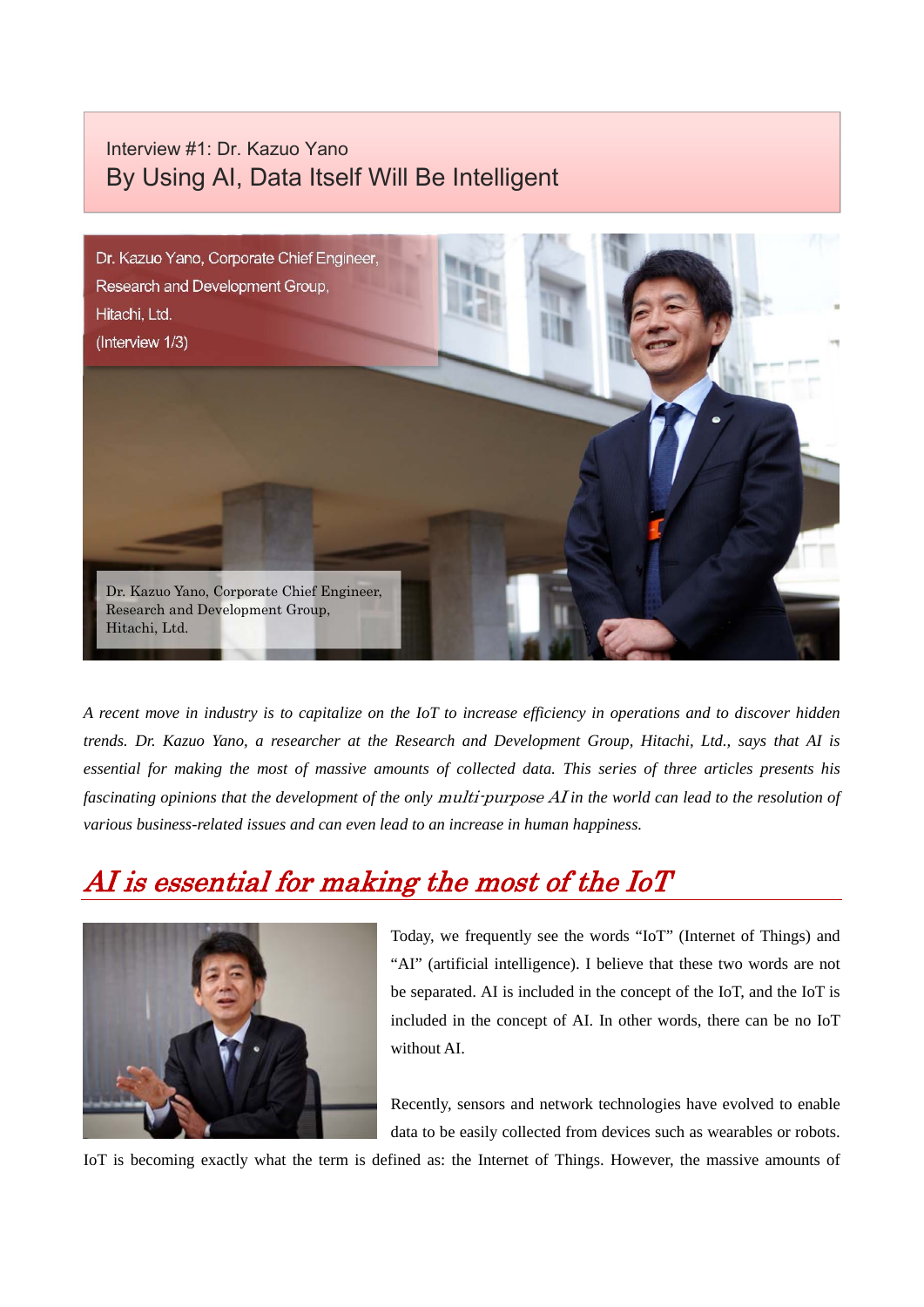Interview #1: Dr. Kazuo Yano

# By Using AI, Data Itself Will Be Intelligent

Dr. Kazuo Yano, Corporate Chief Engineer,
Research and Development Group,
Hitachi, Ltd.
(Interview 1/3)

Dr. Kazuo Yano, Corporate Chief Engineer,
Research and Development Group,
Hitachi, Ltd.

*A recent move in industry is to capitalize on the IoT to increase efficiency in operations and to discover hidden trends. Dr. Kazuo Yano, a researcher at the Research and Development Group, Hitachi, Ltd., says that AI is essential for making the most of massive amounts of collected data. This series of three articles presents his fascinating opinions that the development of the only multi-purpose AI in the world can lead to the resolution of various business-related issues and can even lead to an increase in human happiness.*

## *AI is essential for making the most of the IoT*

Today, we frequently see the words "IoT" (Internet of Things) and "AI" (artificial intelligence). I believe that these two words are not be separated. AI is included in the concept of the IoT, and the IoT is included in the concept of AI. In other words, there can be no IoT without AI.

Recently, sensors and network technologies have evolved to enable data to be easily collected from devices such as wearables or robots. IoT is becoming exactly what the term is defined as: the Internet of Things. However, the massive amounts of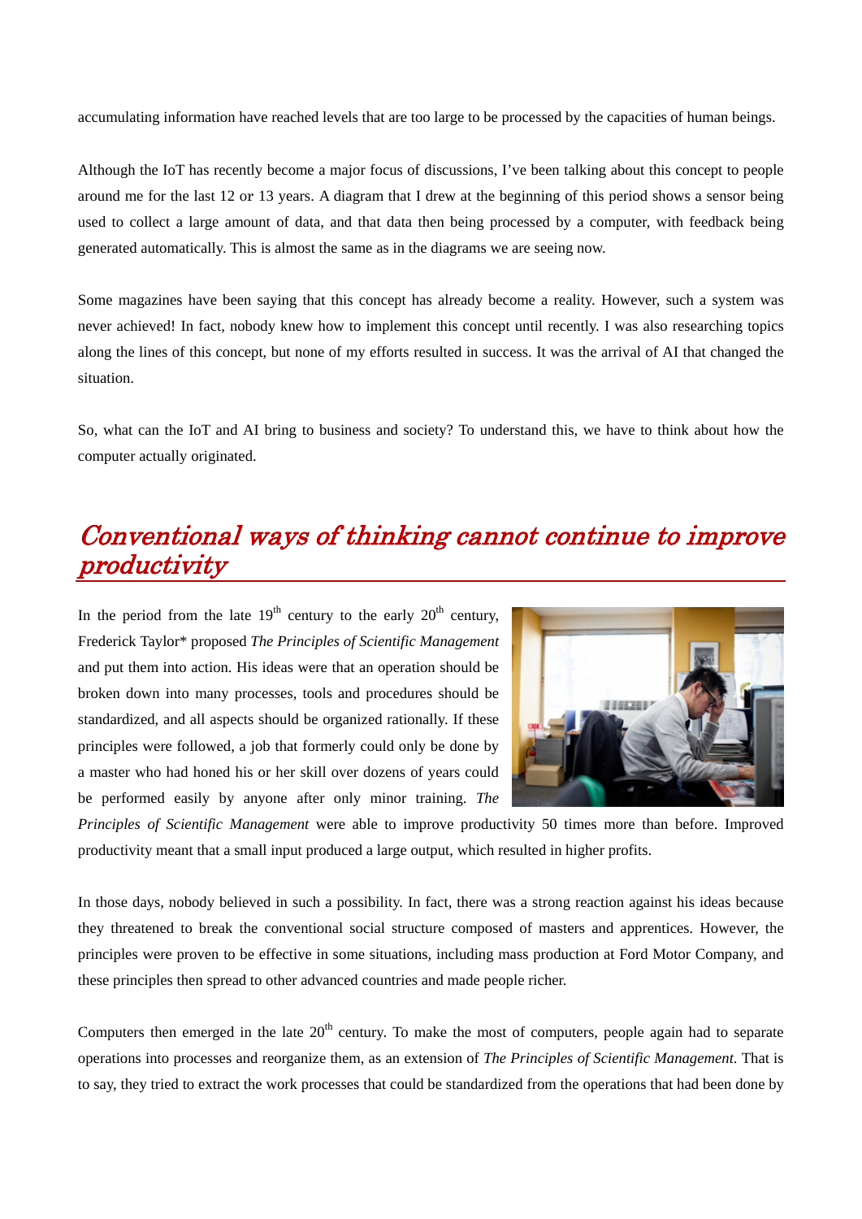accumulating information have reached levels that are too large to be processed by the capacities of human beings.

Although the IoT has recently become a major focus of discussions, I've been talking about this concept to people around me for the last 12 or 13 years. A diagram that I drew at the beginning of this period shows a sensor being used to collect a large amount of data, and that data then being processed by a computer, with feedback being generated automatically. This is almost the same as in the diagrams we are seeing now.

Some magazines have been saying that this concept has already become a reality. However, such a system was never achieved! In fact, nobody knew how to implement this concept until recently. I was also researching topics along the lines of this concept, but none of my efforts resulted in success. It was the arrival of AI that changed the situation.

So, what can the IoT and AI bring to business and society? To understand this, we have to think about how the computer actually originated.

## *Conventional ways of thinking cannot continue to improve productivity*

In the period from the late 19th century to the early 20th century, Frederick Taylor* proposed *The Principles of Scientific Management* and put them into action. His ideas were that an operation should be broken down into many processes, tools and procedures should be standardized, and all aspects should be organized rationally. If these principles were followed, a job that formerly could only be done by a master who had honed his or her skill over dozens of years could be performed easily by anyone after only minor training. *The Principles of Scientific Management* were able to improve productivity 50 times more than before. Improved productivity meant that a small input produced a large output, which resulted in higher profits.

In those days, nobody believed in such a possibility. In fact, there was a strong reaction against his ideas because they threatened to break the conventional social structure composed of masters and apprentices. However, the principles were proven to be effective in some situations, including mass production at Ford Motor Company, and these principles then spread to other advanced countries and made people richer.

Computers then emerged in the late 20th century. To make the most of computers, people again had to separate operations into processes and reorganize them, as an extension of *The Principles of Scientific Management*. That is to say, they tried to extract the work processes that could be standardized from the operations that had been done by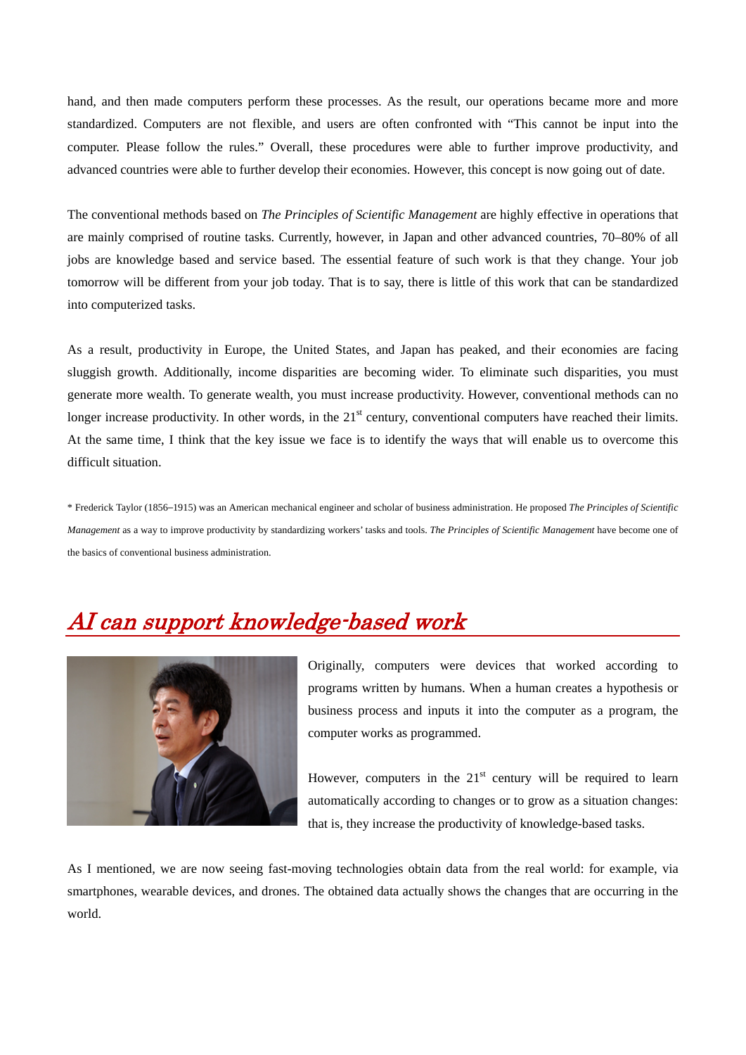hand, and then made computers perform these processes. As the result, our operations became more and more standardized. Computers are not flexible, and users are often confronted with "This cannot be input into the computer. Please follow the rules." Overall, these procedures were able to further improve productivity, and advanced countries were able to further develop their economies. However, this concept is now going out of date.

The conventional methods based on *The Principles of Scientific Management* are highly effective in operations that are mainly comprised of routine tasks. Currently, however, in Japan and other advanced countries, 70–80% of all jobs are knowledge based and service based. The essential feature of such work is that they change. Your job tomorrow will be different from your job today. That is to say, there is little of this work that can be standardized into computerized tasks.

As a result, productivity in Europe, the United States, and Japan has peaked, and their economies are facing sluggish growth. Additionally, income disparities are becoming wider. To eliminate such disparities, you must generate more wealth. To generate wealth, you must increase productivity. However, conventional methods can no longer increase productivity. In other words, in the 21st century, conventional computers have reached their limits. At the same time, I think that the key issue we face is to identify the ways that will enable us to overcome this difficult situation.

\* Frederick Taylor (1856–1915) was an American mechanical engineer and scholar of business administration. He proposed *The Principles of Scientific Management* as a way to improve productivity by standardizing workers' tasks and tools. *The Principles of Scientific Management* have become one of the basics of conventional business administration.

## AI can support knowledge-based work

Originally, computers were devices that worked according to programs written by humans. When a human creates a hypothesis or business process and inputs it into the computer as a program, the computer works as programmed.

However, computers in the 21st century will be required to learn automatically according to changes or to grow as a situation changes: that is, they increase the productivity of knowledge-based tasks.

As I mentioned, we are now seeing fast-moving technologies obtain data from the real world: for example, via smartphones, wearable devices, and drones. The obtained data actually shows the changes that are occurring in the world.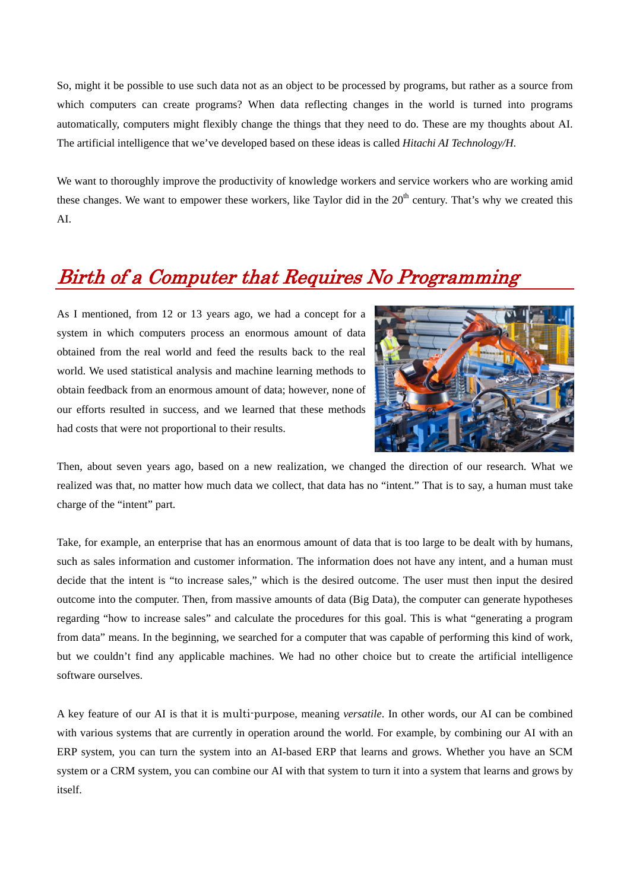So, might it be possible to use such data not as an object to be processed by programs, but rather as a source from which computers can create programs? When data reflecting changes in the world is turned into programs automatically, computers might flexibly change the things that they need to do. These are my thoughts about AI. The artificial intelligence that we've developed based on these ideas is called *Hitachi AI Technology/H*.

We want to thoroughly improve the productivity of knowledge workers and service workers who are working amid these changes. We want to empower these workers, like Taylor did in the 20th century. That's why we created this AI.

## *Birth of a Computer that Requires No Programming*

As I mentioned, from 12 or 13 years ago, we had a concept for a system in which computers process an enormous amount of data obtained from the real world and feed the results back to the real world. We used statistical analysis and machine learning methods to obtain feedback from an enormous amount of data; however, none of our efforts resulted in success, and we learned that these methods had costs that were not proportional to their results.

Then, about seven years ago, based on a new realization, we changed the direction of our research. What we realized was that, no matter how much data we collect, that data has no "intent." That is to say, a human must take charge of the "intent" part.

Take, for example, an enterprise that has an enormous amount of data that is too large to be dealt with by humans, such as sales information and customer information. The information does not have any intent, and a human must decide that the intent is "to increase sales," which is the desired outcome. The user must then input the desired outcome into the computer. Then, from massive amounts of data (Big Data), the computer can generate hypotheses regarding "how to increase sales" and calculate the procedures for this goal. This is what "generating a program from data" means. In the beginning, we searched for a computer that was capable of performing this kind of work, but we couldn't find any applicable machines. We had no other choice but to create the artificial intelligence software ourselves.

A key feature of our AI is that it is multi-purpose, meaning *versatile*. In other words, our AI can be combined with various systems that are currently in operation around the world. For example, by combining our AI with an ERP system, you can turn the system into an AI-based ERP that learns and grows. Whether you have an SCM system or a CRM system, you can combine our AI with that system to turn it into a system that learns and grows by itself.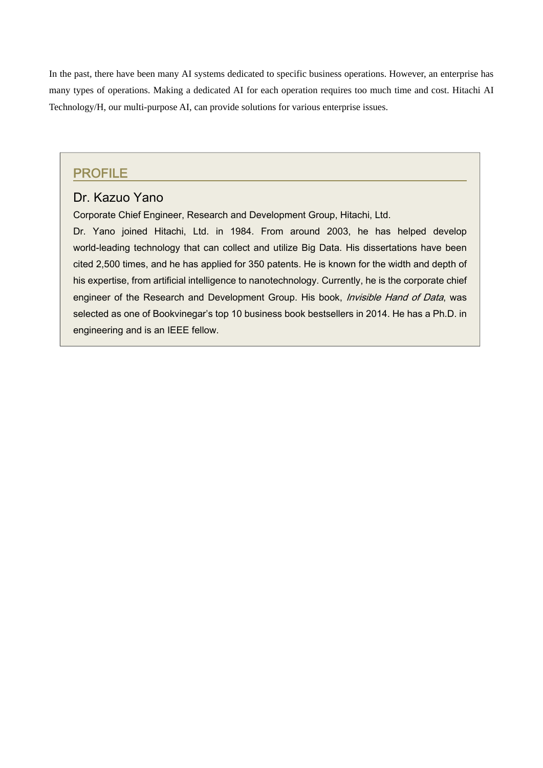In the past, there have been many AI systems dedicated to specific business operations. However, an enterprise has many types of operations. Making a dedicated AI for each operation requires too much time and cost. Hitachi AI Technology/H, our multi-purpose AI, can provide solutions for various enterprise issues.

## PROFILE

### Dr. Kazuo Yano

Corporate Chief Engineer, Research and Development Group, Hitachi, Ltd.

Dr. Yano joined Hitachi, Ltd. in 1984. From around 2003, he has helped develop world-leading technology that can collect and utilize Big Data. His dissertations have been cited 2,500 times, and he has applied for 350 patents. He is known for the width and depth of his expertise, from artificial intelligence to nanotechnology. Currently, he is the corporate chief engineer of the Research and Development Group. His book, *Invisible Hand of Data*, was selected as one of Bookvinegar's top 10 business book bestsellers in 2014. He has a Ph.D. in engineering and is an IEEE fellow.